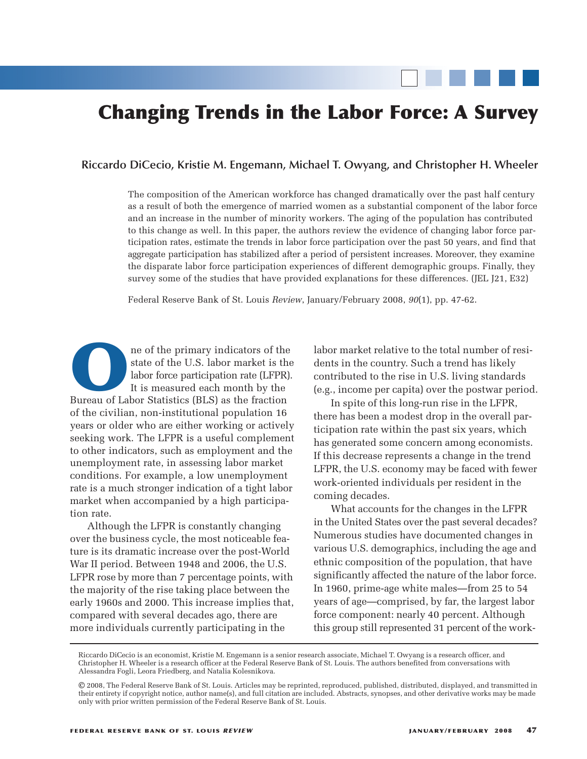# Changing Trends in the Labor Force: A Survey

**Riccardo DiCecio, Kristie M. Engemann, Michael T. Owyang, and Christopher H. Wheeler**

The composition of the American workforce has changed dramatically over the past half century as a result of both the emergence of married women as a substantial component of the labor force and an increase in the number of minority workers. The aging of the population has contributed to this change as well. In this paper, the authors review the evidence of changing labor force participation rates, estimate the trends in labor force participation over the past 50 years, and find that aggregate participation has stabilized after a period of persistent increases. Moreover, they examine the disparate labor force participation experiences of different demographic groups. Finally, they survey some of the studies that have provided explanations for these differences. (JEL J21, E32)

Federal Reserve Bank of St. Louis *Review*, January/February 2008, *90*(1), pp. 47-62.

One of the primary indicators of the state of the U.S. labor market is the labor force participation rate (LFPR). It is measured each month by the Bureau of Labor Statistics (BLS) as the fraction of the civilian, non-institutional population 16 years or older who are either working or actively seeking work. The LFPR is a useful complement to other indicators, such as employment and the unemployment rate, in assessing labor market conditions. For example, a low unemployment rate is a much stronger indication of a tight labor market when accompanied by a high participation rate.

Although the LFPR is constantly changing over the business cycle, the most noticeable feature is its dramatic increase over the post-World War II period. Between 1948 and 2006, the U.S. LFPR rose by more than 7 percentage points, with the majority of the rise taking place between the early 1960s and 2000. This increase implies that, compared with several decades ago, there are more individuals currently participating in the labor market relative to the total number of residents in the country. Such a trend has likely contributed to the rise in U.S. living standards (e.g., income per capita) over the postwar period.

In spite of this long-run rise in the LFPR, there has been a modest drop in the overall participation rate within the past six years, which has generated some concern among economists. If this decrease represents a change in the trend LFPR, the U.S. economy may be faced with fewer work-oriented individuals per resident in the coming decades.

What accounts for the changes in the LFPR in the United States over the past several decades? Numerous studies have documented changes in various U.S. demographics, including the age and ethnic composition of the population, that have significantly affected the nature of the labor force. In 1960, prime-age white males—from 25 to 54 years of age—comprised, by far, the largest labor force component: nearly 40 percent. Although this group still represented 31 percent of the work-

---

Riccardo DiCecio is an economist, Kristie M. Engemann is a senior research associate, Michael T. Owyang is a research officer, and Christopher H. Wheeler is a research officer at the Federal Reserve Bank of St. Louis. The authors benefited from conversations with Alessandra Fogli, Leora Friedberg, and Natalia Kolesnikova.

© 2008, The Federal Reserve Bank of St. Louis. Articles may be reprinted, reproduced, published, distributed, displayed, and transmitted in their entirety if copyright notice, author name(s), and full citation are included. Abstracts, synopses, and other derivative works may be made only with prior written permission of the Federal Reserve Bank of St. Louis.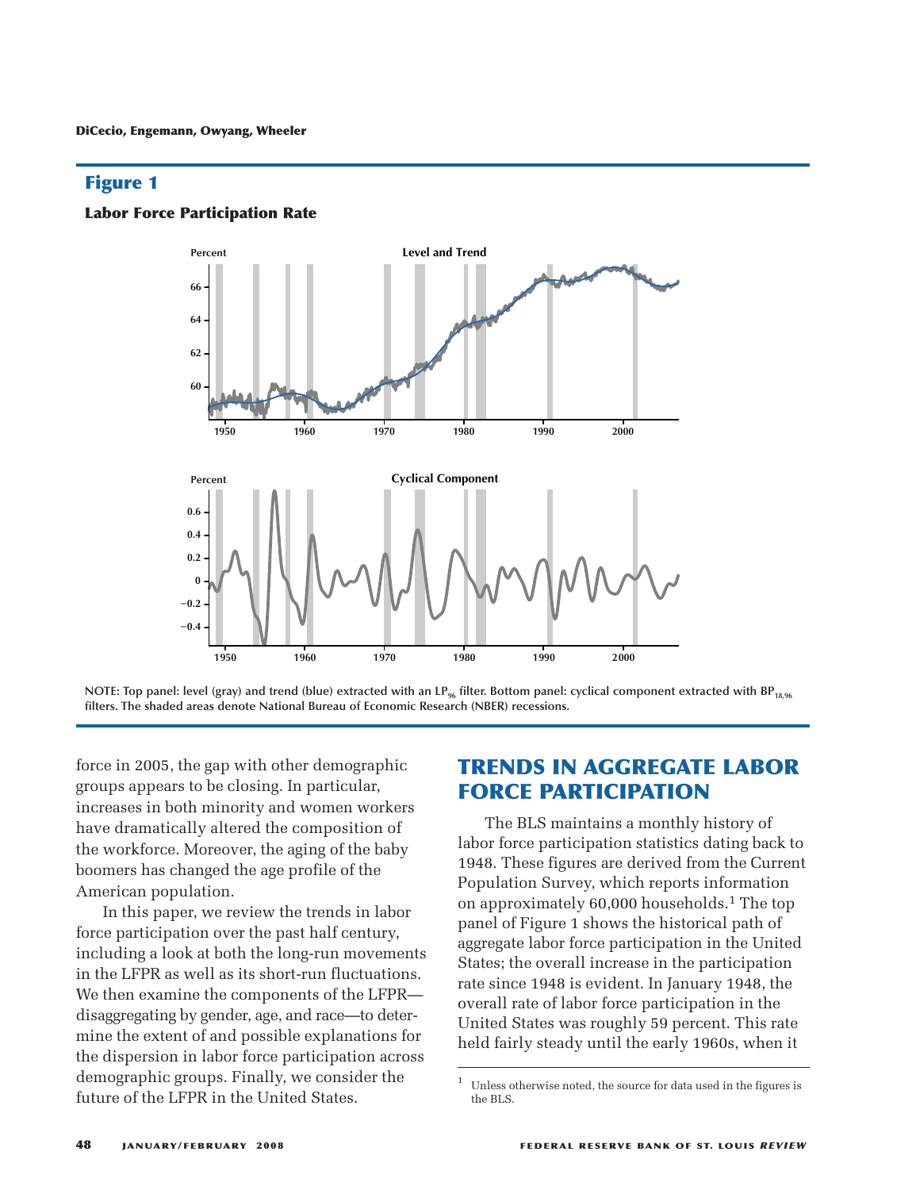## Figure 1

**Labor Force Participation Rate**

NOTE: Top panel: level (gray) and trend (blue) extracted with an $LP_{96}$ filter. Bottom panel: cyclical component extracted with $BP_{18,96}$ filters. The shaded areas denote National Bureau of Economic Research (NBER) recessions.

force in 2005, the gap with other demographic groups appears to be closing. In particular, increases in both minority and women workers have dramatically altered the composition of the workforce. Moreover, the aging of the baby boomers has changed the age profile of the American population.

In this paper, we review the trends in labor force participation over the past half century, including a look at both the long-run movements in the LFPR as well as its short-run fluctuations. We then examine the components of the LFPR—disaggregating by gender, age, and race—to determine the extent of and possible explanations for the dispersion in labor force participation across demographic groups. Finally, we consider the future of the LFPR in the United States.

## TRENDS IN AGGREGATE LABOR FORCE PARTICIPATION

The BLS maintains a monthly history of labor force participation statistics dating back to 1948. These figures are derived from the Current Population Survey, which reports information on approximately 60,000 households.[1] The top panel of Figure 1 shows the historical path of aggregate labor force participation in the United States; the overall increase in the participation rate since 1948 is evident. In January 1948, the overall rate of labor force participation in the United States was roughly 59 percent. This rate held fairly steady until the early 1960s, when it

[1] Unless otherwise noted, the source for data used in the figures is the BLS.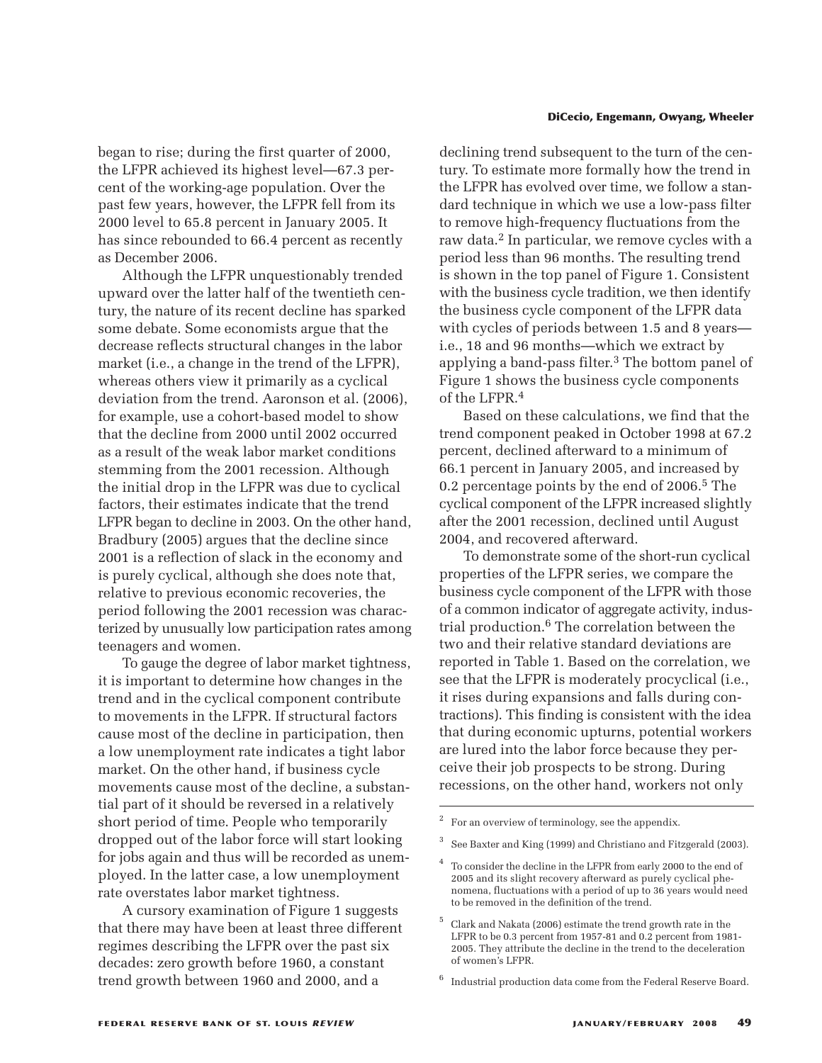began to rise; during the first quarter of 2000, the LFPR achieved its highest level—67.3 percent of the working-age population. Over the past few years, however, the LFPR fell from its 2000 level to 65.8 percent in January 2005. It has since rebounded to 66.4 percent as recently as December 2006.

Although the LFPR unquestionably trended upward over the latter half of the twentieth century, the nature of its recent decline has sparked some debate. Some economists argue that the decrease reflects structural changes in the labor market (i.e., a change in the trend of the LFPR), whereas others view it primarily as a cyclical deviation from the trend. Aaronson et al. (2006), for example, use a cohort-based model to show that the decline from 2000 until 2002 occurred as a result of the weak labor market conditions stemming from the 2001 recession. Although the initial drop in the LFPR was due to cyclical factors, their estimates indicate that the trend LFPR began to decline in 2003. On the other hand, Bradbury (2005) argues that the decline since 2001 is a reflection of slack in the economy and is purely cyclical, although she does note that, relative to previous economic recoveries, the period following the 2001 recession was characterized by unusually low participation rates among teenagers and women.

To gauge the degree of labor market tightness, it is important to determine how changes in the trend and in the cyclical component contribute to movements in the LFPR. If structural factors cause most of the decline in participation, then a low unemployment rate indicates a tight labor market. On the other hand, if business cycle movements cause most of the decline, a substantial part of it should be reversed in a relatively short period of time. People who temporarily dropped out of the labor force will start looking for jobs again and thus will be recorded as unemployed. In the latter case, a low unemployment rate overstates labor market tightness.

A cursory examination of Figure 1 suggests that there may have been at least three different regimes describing the LFPR over the past six decades: zero growth before 1960, a constant trend growth between 1960 and 2000, and a declining trend subsequent to the turn of the century. To estimate more formally how the trend in the LFPR has evolved over time, we follow a standard technique in which we use a low-pass filter to remove high-frequency fluctuations from the raw data.[2] In particular, we remove cycles with a period less than 96 months. The resulting trend is shown in the top panel of Figure 1. Consistent with the business cycle tradition, we then identify the business cycle component of the LFPR data with cycles of periods between 1.5 and 8 years—i.e., 18 and 96 months—which we extract by applying a band-pass filter.[3] The bottom panel of Figure 1 shows the business cycle components of the LFPR.[4]

Based on these calculations, we find that the trend component peaked in October 1998 at 67.2 percent, declined afterward to a minimum of 66.1 percent in January 2005, and increased by 0.2 percentage points by the end of 2006.[5] The cyclical component of the LFPR increased slightly after the 2001 recession, declined until August 2004, and recovered afterward.

To demonstrate some of the short-run cyclical properties of the LFPR series, we compare the business cycle component of the LFPR with those of a common indicator of aggregate activity, industrial production.[6] The correlation between the two and their relative standard deviations are reported in Table 1. Based on the correlation, we see that the LFPR is moderately procyclical (i.e., it rises during expansions and falls during contractions). This finding is consistent with the idea that during economic upturns, potential workers are lured into the labor force because they perceive their job prospects to be strong. During recessions, on the other hand, workers not only

---

[2] For an overview of terminology, see the appendix.

[3] See Baxter and King (1999) and Christiano and Fitzgerald (2003).

[4] To consider the decline in the LFPR from early 2000 to the end of 2005 and its slight recovery afterward as purely cyclical phenomena, fluctuations with a period of up to 36 years would need to be removed in the definition of the trend.

[5] Clark and Nakata (2006) estimate the trend growth rate in the LFPR to be 0.3 percent from 1957-81 and 0.2 percent from 1981-2005. They attribute the decline in the trend to the deceleration of women's LFPR.

[6] Industrial production data come from the Federal Reserve Board.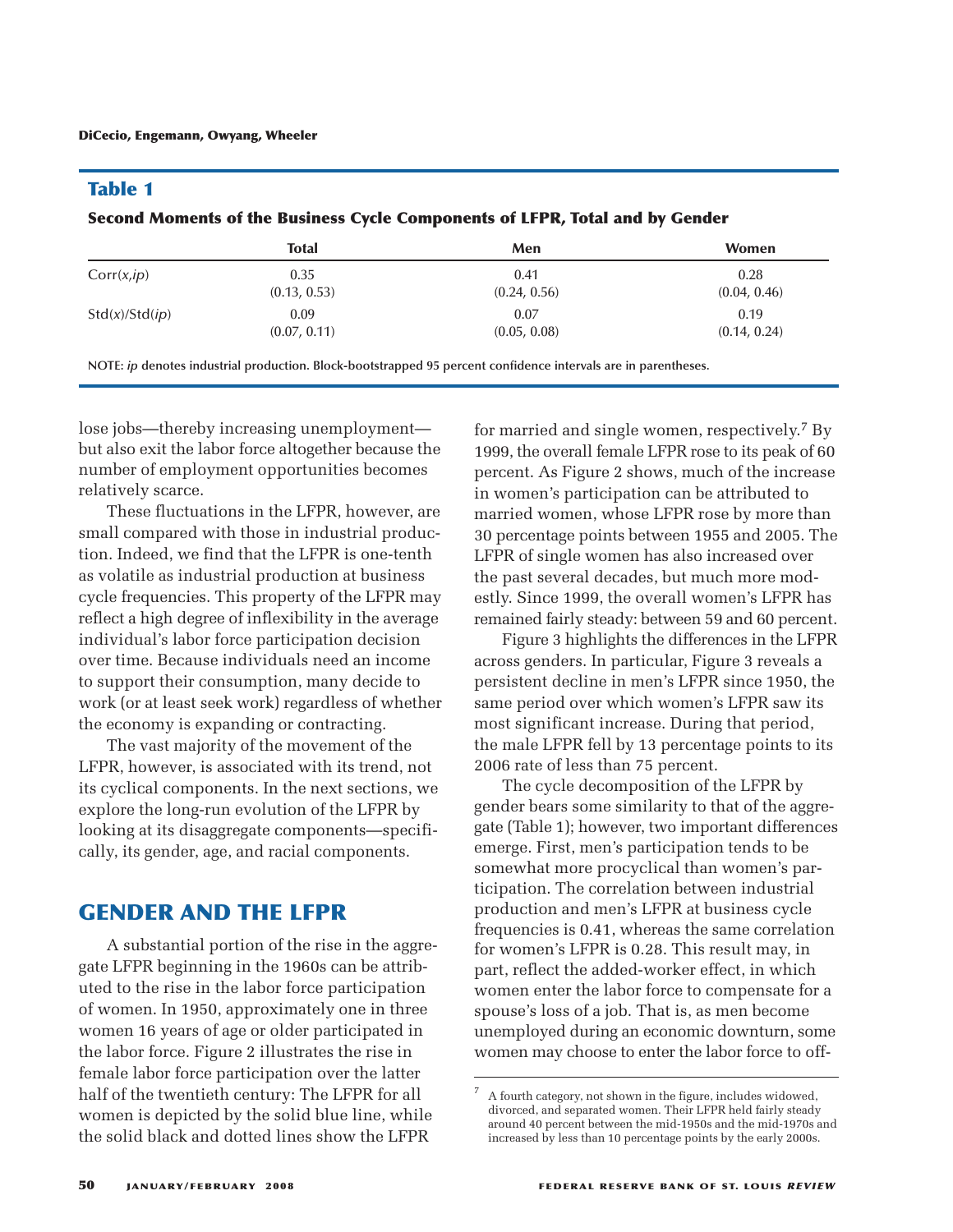## Table 1

**Second Moments of the Business Cycle Components of LFPR, Total and by Gender**

| | Total | Men | Women |
|---|---|---|---|
| Corr($x$,$ip$) | 0.35 | 0.41 | 0.28 |
| | (0.13, 0.53) | (0.24, 0.56) | (0.04, 0.46) |
| Std($x$)/Std($ip$) | 0.09 | 0.07 | 0.19 |
| | (0.07, 0.11) | (0.05, 0.08) | (0.14, 0.24) |

NOTE: *ip* denotes industrial production. Block-bootstrapped 95 percent confidence intervals are in parentheses.

lose jobs—thereby increasing unemployment—but also exit the labor force altogether because the number of employment opportunities becomes relatively scarce.

These fluctuations in the LFPR, however, are small compared with those in industrial production. Indeed, we find that the LFPR is one-tenth as volatile as industrial production at business cycle frequencies. This property of the LFPR may reflect a high degree of inflexibility in the average individual's labor force participation decision over time. Because individuals need an income to support their consumption, many decide to work (or at least seek work) regardless of whether the economy is expanding or contracting.

The vast majority of the movement of the LFPR, however, is associated with its trend, not its cyclical components. In the next sections, we explore the long-run evolution of the LFPR by looking at its disaggregate components—specifically, its gender, age, and racial components.

## GENDER AND THE LFPR

A substantial portion of the rise in the aggregate LFPR beginning in the 1960s can be attributed to the rise in the labor force participation of women. In 1950, approximately one in three women 16 years of age or older participated in the labor force. Figure 2 illustrates the rise in female labor force participation over the latter half of the twentieth century: The LFPR for all women is depicted by the solid blue line, while the solid black and dotted lines show the LFPR for married and single women, respectively.[7] By 1999, the overall female LFPR rose to its peak of 60 percent. As Figure 2 shows, much of the increase in women's participation can be attributed to married women, whose LFPR rose by more than 30 percentage points between 1955 and 2005. The LFPR of single women has also increased over the past several decades, but much more modestly. Since 1999, the overall women's LFPR has remained fairly steady: between 59 and 60 percent.

Figure 3 highlights the differences in the LFPR across genders. In particular, Figure 3 reveals a persistent decline in men's LFPR since 1950, the same period over which women's LFPR saw its most significant increase. During that period, the male LFPR fell by 13 percentage points to its 2006 rate of less than 75 percent.

The cycle decomposition of the LFPR by gender bears some similarity to that of the aggregate (Table 1); however, two important differences emerge. First, men's participation tends to be somewhat more procyclical than women's participation. The correlation between industrial production and men's LFPR at business cycle frequencies is 0.41, whereas the same correlation for women's LFPR is 0.28. This result may, in part, reflect the added-worker effect, in which women enter the labor force to compensate for a spouse's loss of a job. That is, as men become unemployed during an economic downturn, some women may choose to enter the labor force to off-

[7] A fourth category, not shown in the figure, includes widowed, divorced, and separated women. Their LFPR held fairly steady around 40 percent between the mid-1950s and the mid-1970s and increased by less than 10 percentage points by the early 2000s.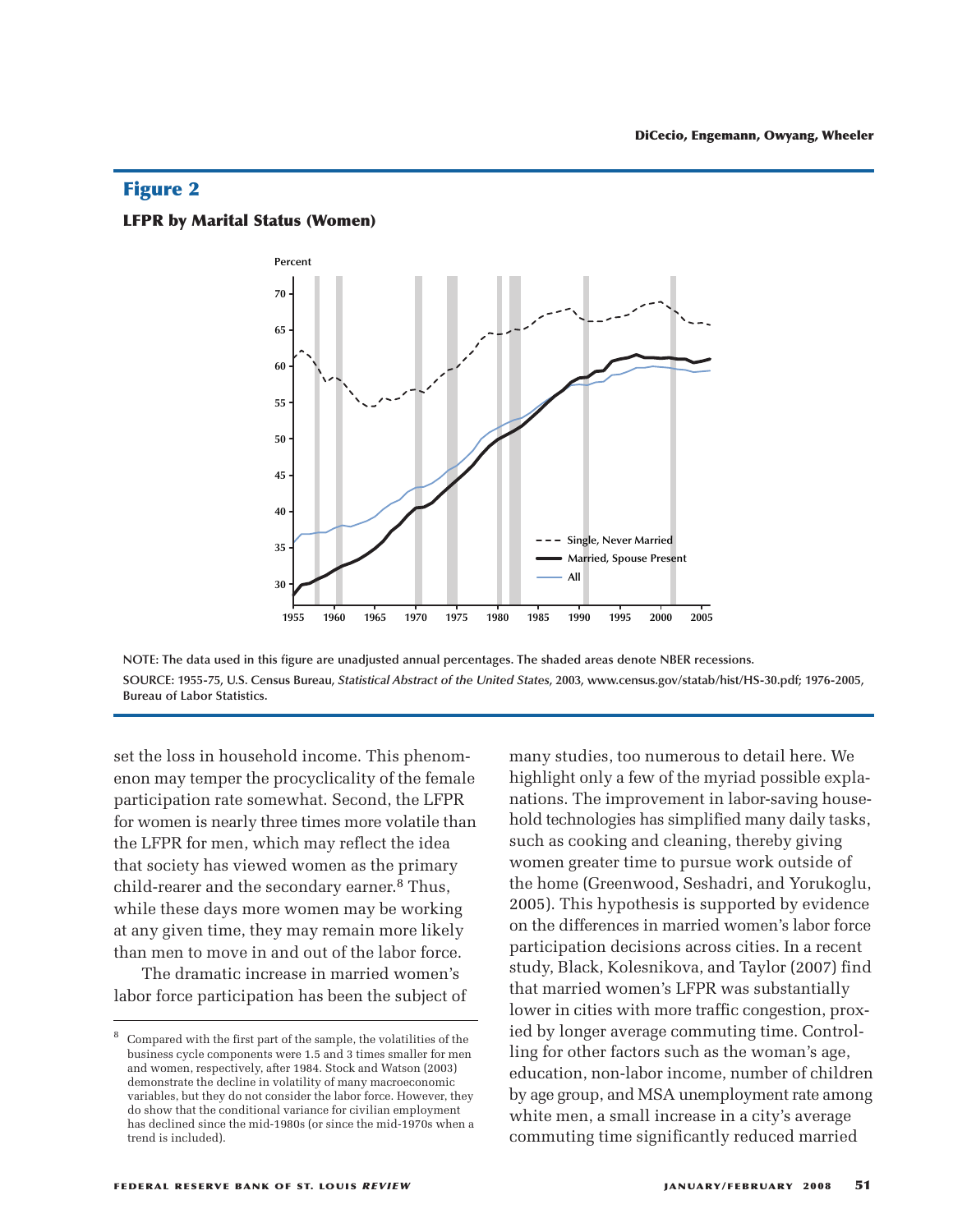## Figure 2

**LFPR by Marital Status (Women)**

NOTE: The data used in this figure are unadjusted annual percentages. The shaded areas denote NBER recessions.

SOURCE: 1955-75, U.S. Census Bureau, *Statistical Abstract of the United States*, 2003, www.census.gov/statab/hist/HS-30.pdf; 1976-2005, Bureau of Labor Statistics.

set the loss in household income. This phenomenon may temper the procyclicality of the female participation rate somewhat. Second, the LFPR for women is nearly three times more volatile than the LFPR for men, which may reflect the idea that society has viewed women as the primary child-rearer and the secondary earner.[8] Thus, while these days more women may be working at any given time, they may remain more likely than men to move in and out of the labor force.

The dramatic increase in married women's labor force participation has been the subject of many studies, too numerous to detail here. We highlight only a few of the myriad possible explanations. The improvement in labor-saving household technologies has simplified many daily tasks, such as cooking and cleaning, thereby giving women greater time to pursue work outside of the home (Greenwood, Seshadri, and Yorukoglu, 2005). This hypothesis is supported by evidence on the differences in married women's labor force participation decisions across cities. In a recent study, Black, Kolesnikova, and Taylor (2007) find that married women's LFPR was substantially lower in cities with more traffic congestion, proxied by longer average commuting time. Controlling for other factors such as the woman's age, education, non-labor income, number of children by age group, and MSA unemployment rate among white men, a small increase in a city's average commuting time significantly reduced married

---

[8] Compared with the first part of the sample, the volatilities of the business cycle components were 1.5 and 3 times smaller for men and women, respectively, after 1984. Stock and Watson (2003) demonstrate the decline in volatility of many macroeconomic variables, but they do not consider the labor force. However, they do show that the conditional variance for civilian employment has declined since the mid-1980s (or since the mid-1970s when a trend is included).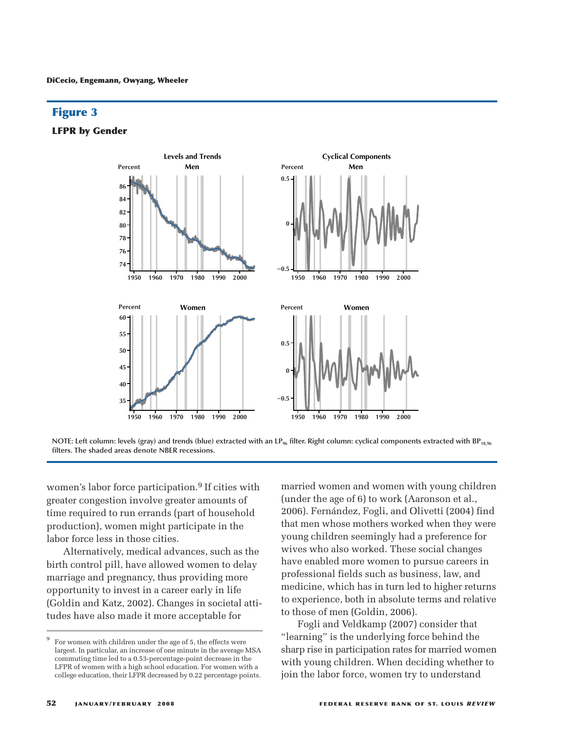## Figure 3

### LFPR by Gender

NOTE: Left column: levels (gray) and trends (blue) extracted with an $LP_{96}$ filter. Right column: cyclical components extracted with $BP_{18,96}$ filters. The shaded areas denote NBER recessions.

women's labor force participation.[9] If cities with greater congestion involve greater amounts of time required to run errands (part of household production), women might participate in the labor force less in those cities.

Alternatively, medical advances, such as the birth control pill, have allowed women to delay marriage and pregnancy, thus providing more opportunity to invest in a career early in life (Goldin and Katz, 2002). Changes in societal attitudes have also made it more acceptable for married women and women with young children (under the age of 6) to work (Aaronson et al., 2006). Fernández, Fogli, and Olivetti (2004) find that men whose mothers worked when they were young children seemingly had a preference for wives who also worked. These social changes have enabled more women to pursue careers in professional fields such as business, law, and medicine, which has in turn led to higher returns to experience, both in absolute terms and relative to those of men (Goldin, 2006).

Fogli and Veldkamp (2007) consider that "learning" is the underlying force behind the sharp rise in participation rates for married women with young children. When deciding whether to join the labor force, women try to understand

[9] For women with children under the age of 5, the effects were largest. In particular, an increase of one minute in the average MSA commuting time led to a 0.53-percentage-point decrease in the LFPR of women with a high school education. For women with a college education, their LFPR decreased by 0.22 percentage points.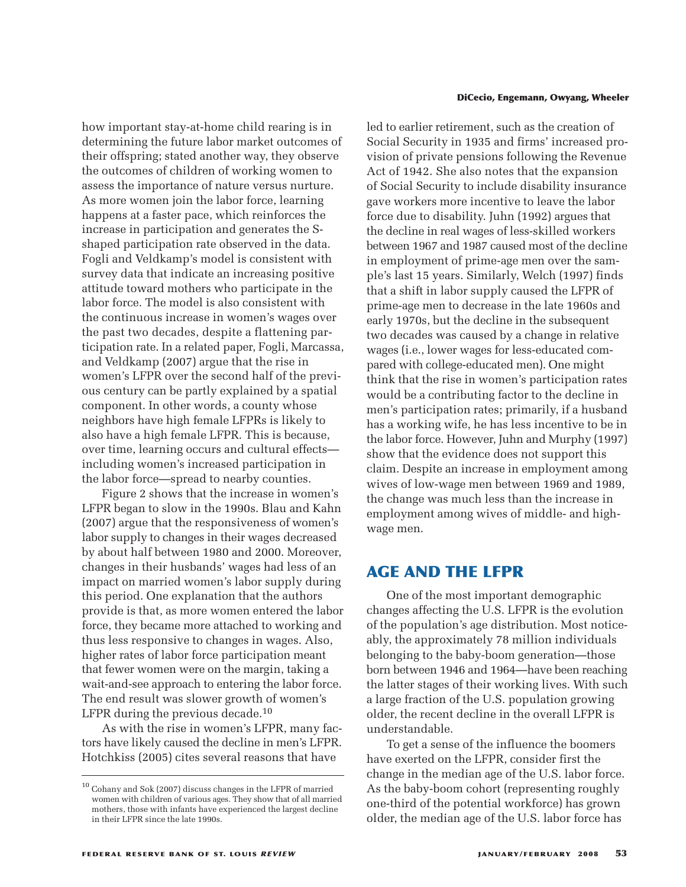how important stay-at-home child rearing is in determining the future labor market outcomes of their offspring; stated another way, they observe the outcomes of children of working women to assess the importance of nature versus nurture. As more women join the labor force, learning happens at a faster pace, which reinforces the increase in participation and generates the S-shaped participation rate observed in the data. Fogli and Veldkamp's model is consistent with survey data that indicate an increasing positive attitude toward mothers who participate in the labor force. The model is also consistent with the continuous increase in women's wages over the past two decades, despite a flattening participation rate. In a related paper, Fogli, Marcassa, and Veldkamp (2007) argue that the rise in women's LFPR over the second half of the previous century can be partly explained by a spatial component. In other words, a county whose neighbors have high female LFPRs is likely to also have a high female LFPR. This is because, over time, learning occurs and cultural effects—including women's increased participation in the labor force—spread to nearby counties.

Figure 2 shows that the increase in women's LFPR began to slow in the 1990s. Blau and Kahn (2007) argue that the responsiveness of women's labor supply to changes in their wages decreased by about half between 1980 and 2000. Moreover, changes in their husbands' wages had less of an impact on married women's labor supply during this period. One explanation that the authors provide is that, as more women entered the labor force, they became more attached to working and thus less responsive to changes in wages. Also, higher rates of labor force participation meant that fewer women were on the margin, taking a wait-and-see approach to entering the labor force. The end result was slower growth of women's LFPR during the previous decade.[10]

As with the rise in women's LFPR, many factors have likely caused the decline in men's LFPR. Hotchkiss (2005) cites several reasons that have led to earlier retirement, such as the creation of Social Security in 1935 and firms' increased provision of private pensions following the Revenue Act of 1942. She also notes that the expansion of Social Security to include disability insurance gave workers more incentive to leave the labor force due to disability. Juhn (1992) argues that the decline in real wages of less-skilled workers between 1967 and 1987 caused most of the decline in employment of prime-age men over the sample's last 15 years. Similarly, Welch (1997) finds that a shift in labor supply caused the LFPR of prime-age men to decrease in the late 1960s and early 1970s, but the decline in the subsequent two decades was caused by a change in relative wages (i.e., lower wages for less-educated compared with college-educated men). One might think that the rise in women's participation rates would be a contributing factor to the decline in men's participation rates; primarily, if a husband has a working wife, he has less incentive to be in the labor force. However, Juhn and Murphy (1997) show that the evidence does not support this claim. Despite an increase in employment among wives of low-wage men between 1969 and 1989, the change was much less than the increase in employment among wives of middle- and high-wage men.

## AGE AND THE LFPR

One of the most important demographic changes affecting the U.S. LFPR is the evolution of the population's age distribution. Most noticeably, the approximately 78 million individuals belonging to the baby-boom generation—those born between 1946 and 1964—have been reaching the latter stages of their working lives. With such a large fraction of the U.S. population growing older, the recent decline in the overall LFPR is understandable.

To get a sense of the influence the boomers have exerted on the LFPR, consider first the change in the median age of the U.S. labor force. As the baby-boom cohort (representing roughly one-third of the potential workforce) has grown older, the median age of the U.S. labor force has

---

[10] Cohany and Sok (2007) discuss changes in the LFPR of married women with children of various ages. They show that of all married mothers, those with infants have experienced the largest decline in their LFPR since the late 1990s.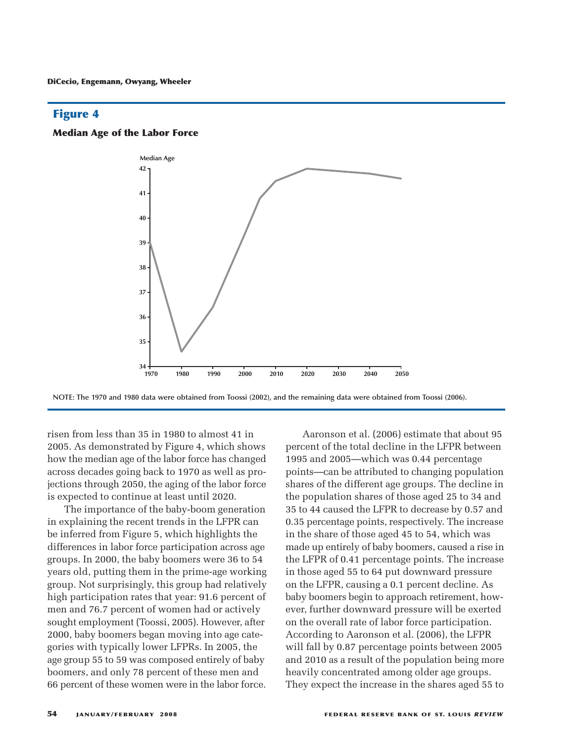## Figure 4

### Median Age of the Labor Force

NOTE: The 1970 and 1980 data were obtained from Toossi (2002), and the remaining data were obtained from Toossi (2006).

risen from less than 35 in 1980 to almost 41 in 2005. As demonstrated by Figure 4, which shows how the median age of the labor force has changed across decades going back to 1970 as well as projections through 2050, the aging of the labor force is expected to continue at least until 2020.

The importance of the baby-boom generation in explaining the recent trends in the LFPR can be inferred from Figure 5, which highlights the differences in labor force participation across age groups. In 2000, the baby boomers were 36 to 54 years old, putting them in the prime-age working group. Not surprisingly, this group had relatively high participation rates that year: 91.6 percent of men and 76.7 percent of women had or actively sought employment (Toossi, 2005). However, after 2000, baby boomers began moving into age categories with typically lower LFPRs. In 2005, the age group 55 to 59 was composed entirely of baby boomers, and only 78 percent of these men and 66 percent of these women were in the labor force.

Aaronson et al. (2006) estimate that about 95 percent of the total decline in the LFPR between 1995 and 2005—which was 0.44 percentage points—can be attributed to changing population shares of the different age groups. The decline in the population shares of those aged 25 to 34 and 35 to 44 caused the LFPR to decrease by 0.57 and 0.35 percentage points, respectively. The increase in the share of those aged 45 to 54, which was made up entirely of baby boomers, caused a rise in the LFPR of 0.41 percentage points. The increase in those aged 55 to 64 put downward pressure on the LFPR, causing a 0.1 percent decline. As baby boomers begin to approach retirement, however, further downward pressure will be exerted on the overall rate of labor force participation. According to Aaronson et al. (2006), the LFPR will fall by 0.87 percentage points between 2005 and 2010 as a result of the population being more heavily concentrated among older age groups. They expect the increase in the shares aged 55 to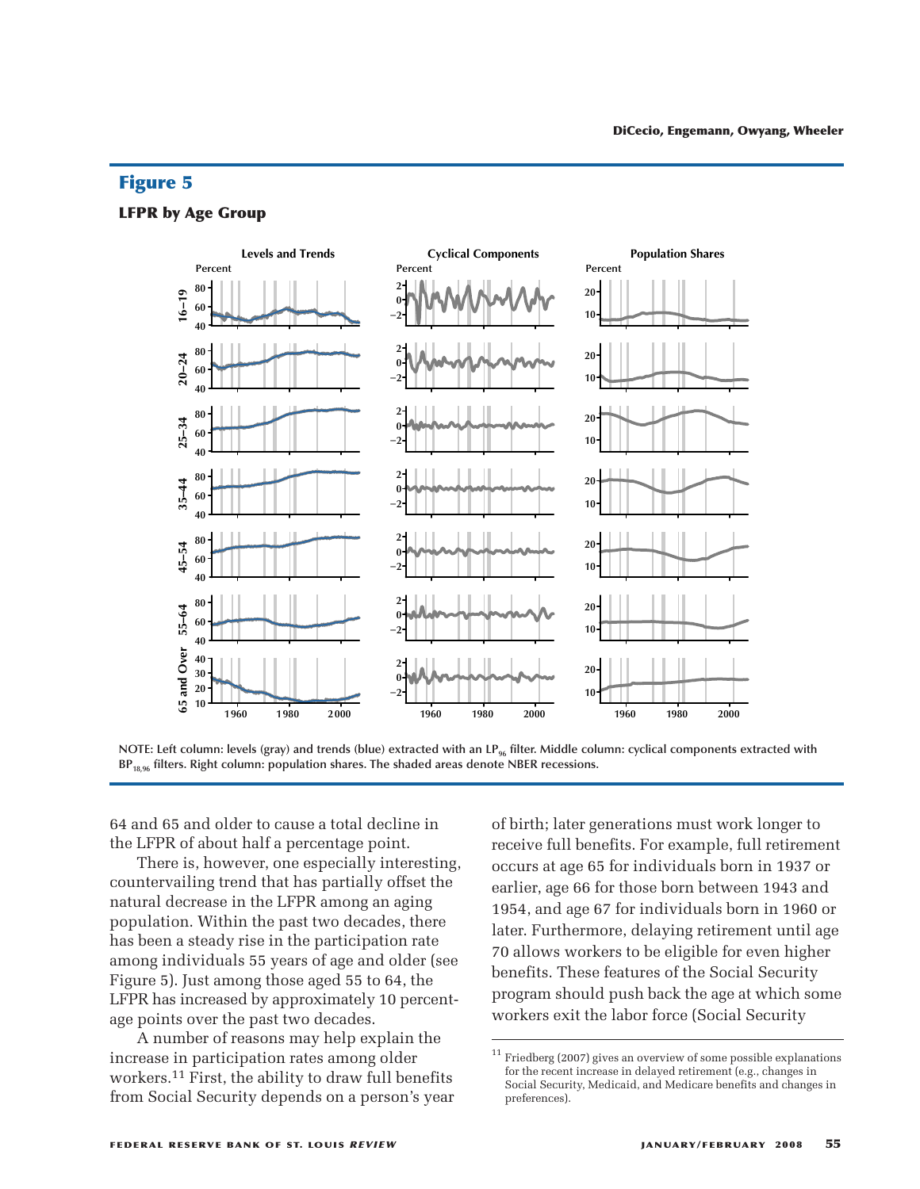## Figure 5

### LFPR by Age Group

NOTE: Left column: levels (gray) and trends (blue) extracted with an $LP_{96}$ filter. Middle column: cyclical components extracted with $BP_{18,96}$ filters. Right column: population shares. The shaded areas denote NBER recessions.

64 and 65 and older to cause a total decline in the LFPR of about half a percentage point.

There is, however, one especially interesting, countervailing trend that has partially offset the natural decrease in the LFPR among an aging population. Within the past two decades, there has been a steady rise in the participation rate among individuals 55 years of age and older (see Figure 5). Just among those aged 55 to 64, the LFPR has increased by approximately 10 percentage points over the past two decades.

A number of reasons may help explain the increase in participation rates among older workers.[11] First, the ability to draw full benefits from Social Security depends on a person's year of birth; later generations must work longer to receive full benefits. For example, full retirement occurs at age 65 for individuals born in 1937 or earlier, age 66 for those born between 1943 and 1954, and age 67 for individuals born in 1960 or later. Furthermore, delaying retirement until age 70 allows workers to be eligible for even higher benefits. These features of the Social Security program should push back the age at which some workers exit the labor force (Social Security

[11] Friedberg (2007) gives an overview of some possible explanations for the recent increase in delayed retirement (e.g., changes in Social Security, Medicaid, and Medicare benefits and changes in preferences).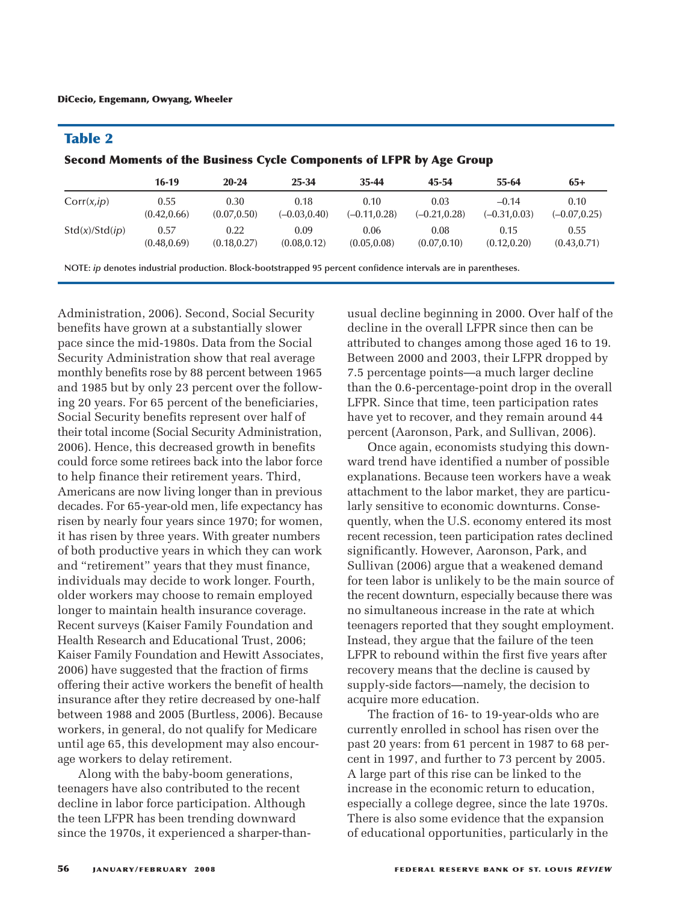## Table 2

### Second Moments of the Business Cycle Components of LFPR by Age Group

| | 16-19 | 20-24 | 25-34 | 35-44 | 45-54 | 55-64 | 65+ |
|---|---|---|---|---|---|---|---|
| Corr($x$,$ip$) | 0.55 | 0.30 | 0.18 | 0.10 | 0.03 | –0.14 | 0.10 |
| | (0.42,0.66) | (0.07,0.50) | (–0.03,0.40) | (–0.11,0.28) | (–0.21,0.28) | (–0.31,0.03) | (–0.07,0.25) |
| Std($x$)/Std($ip$) | 0.57 | 0.22 | 0.09 | 0.06 | 0.08 | 0.15 | 0.55 |
| | (0.48,0.69) | (0.18,0.27) | (0.08,0.12) | (0.05,0.08) | (0.07,0.10) | (0.12,0.20) | (0.43,0.71) |

NOTE: *ip* denotes industrial production. Block-bootstrapped 95 percent confidence intervals are in parentheses.

Administration, 2006). Second, Social Security benefits have grown at a substantially slower pace since the mid-1980s. Data from the Social Security Administration show that real average monthly benefits rose by 88 percent between 1965 and 1985 but by only 23 percent over the following 20 years. For 65 percent of the beneficiaries, Social Security benefits represent over half of their total income (Social Security Administration, 2006). Hence, this decreased growth in benefits could force some retirees back into the labor force to help finance their retirement years. Third, Americans are now living longer than in previous decades. For 65-year-old men, life expectancy has risen by nearly four years since 1970; for women, it has risen by three years. With greater numbers of both productive years in which they can work and "retirement" years that they must finance, individuals may decide to work longer. Fourth, older workers may choose to remain employed longer to maintain health insurance coverage. Recent surveys (Kaiser Family Foundation and Health Research and Educational Trust, 2006; Kaiser Family Foundation and Hewitt Associates, 2006) have suggested that the fraction of firms offering their active workers the benefit of health insurance after they retire decreased by one-half between 1988 and 2005 (Burtless, 2006). Because workers, in general, do not qualify for Medicare until age 65, this development may also encourage workers to delay retirement.

Along with the baby-boom generations, teenagers have also contributed to the recent decline in labor force participation. Although the teen LFPR has been trending downward since the 1970s, it experienced a sharper-than-usual decline beginning in 2000. Over half of the decline in the overall LFPR since then can be attributed to changes among those aged 16 to 19. Between 2000 and 2003, their LFPR dropped by 7.5 percentage points—a much larger decline than the 0.6-percentage-point drop in the overall LFPR. Since that time, teen participation rates have yet to recover, and they remain around 44 percent (Aaronson, Park, and Sullivan, 2006).

Once again, economists studying this downward trend have identified a number of possible explanations. Because teen workers have a weak attachment to the labor market, they are particularly sensitive to economic downturns. Consequently, when the U.S. economy entered its most recent recession, teen participation rates declined significantly. However, Aaronson, Park, and Sullivan (2006) argue that a weakened demand for teen labor is unlikely to be the main source of the recent downturn, especially because there was no simultaneous increase in the rate at which teenagers reported that they sought employment. Instead, they argue that the failure of the teen LFPR to rebound within the first five years after recovery means that the decline is caused by supply-side factors—namely, the decision to acquire more education.

The fraction of 16- to 19-year-olds who are currently enrolled in school has risen over the past 20 years: from 61 percent in 1987 to 68 percent in 1997, and further to 73 percent by 2005. A large part of this rise can be linked to the increase in the economic return to education, especially a college degree, since the late 1970s. There is also some evidence that the expansion of educational opportunities, particularly in the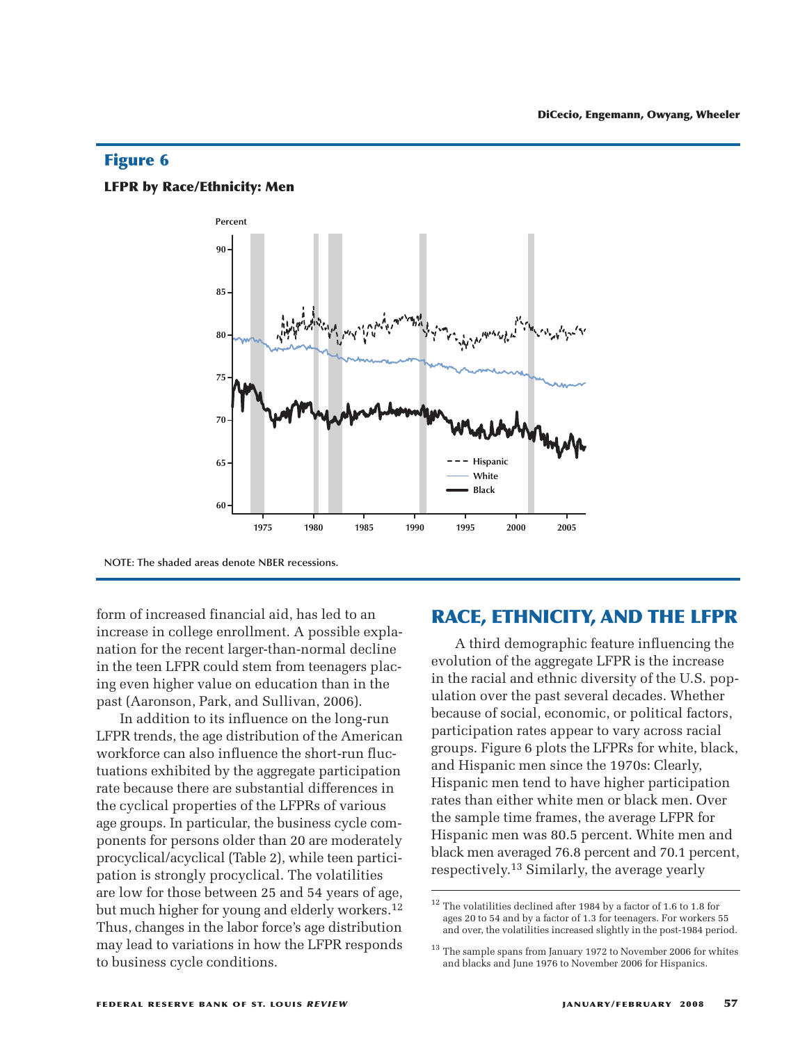## Figure 6

**LFPR by Race/Ethnicity: Men**

NOTE: The shaded areas denote NBER recessions.

form of increased financial aid, has led to an increase in college enrollment. A possible explanation for the recent larger-than-normal decline in the teen LFPR could stem from teenagers placing even higher value on education than in the past (Aaronson, Park, and Sullivan, 2006).

In addition to its influence on the long-run LFPR trends, the age distribution of the American workforce can also influence the short-run fluctuations exhibited by the aggregate participation rate because there are substantial differences in the cyclical properties of the LFPRs of various age groups. In particular, the business cycle components for persons older than 20 are moderately procyclical/acyclical (Table 2), while teen participation is strongly procyclical. The volatilities are low for those between 25 and 54 years of age, but much higher for young and elderly workers.[12] Thus, changes in the labor force's age distribution may lead to variations in how the LFPR responds to business cycle conditions.

## RACE, ETHNICITY, AND THE LFPR

A third demographic feature influencing the evolution of the aggregate LFPR is the increase in the racial and ethnic diversity of the U.S. population over the past several decades. Whether because of social, economic, or political factors, participation rates appear to vary across racial groups. Figure 6 plots the LFPRs for white, black, and Hispanic men since the 1970s: Clearly, Hispanic men tend to have higher participation rates than either white men or black men. Over the sample time frames, the average LFPR for Hispanic men was 80.5 percent. White men and black men averaged 76.8 percent and 70.1 percent, respectively.[13] Similarly, the average yearly

---

[12] The volatilities declined after 1984 by a factor of 1.6 to 1.8 for ages 20 to 54 and by a factor of 1.3 for teenagers. For workers 55 and over, the volatilities increased slightly in the post-1984 period.

[13] The sample spans from January 1972 to November 2006 for whites and blacks and June 1976 to November 2006 for Hispanics.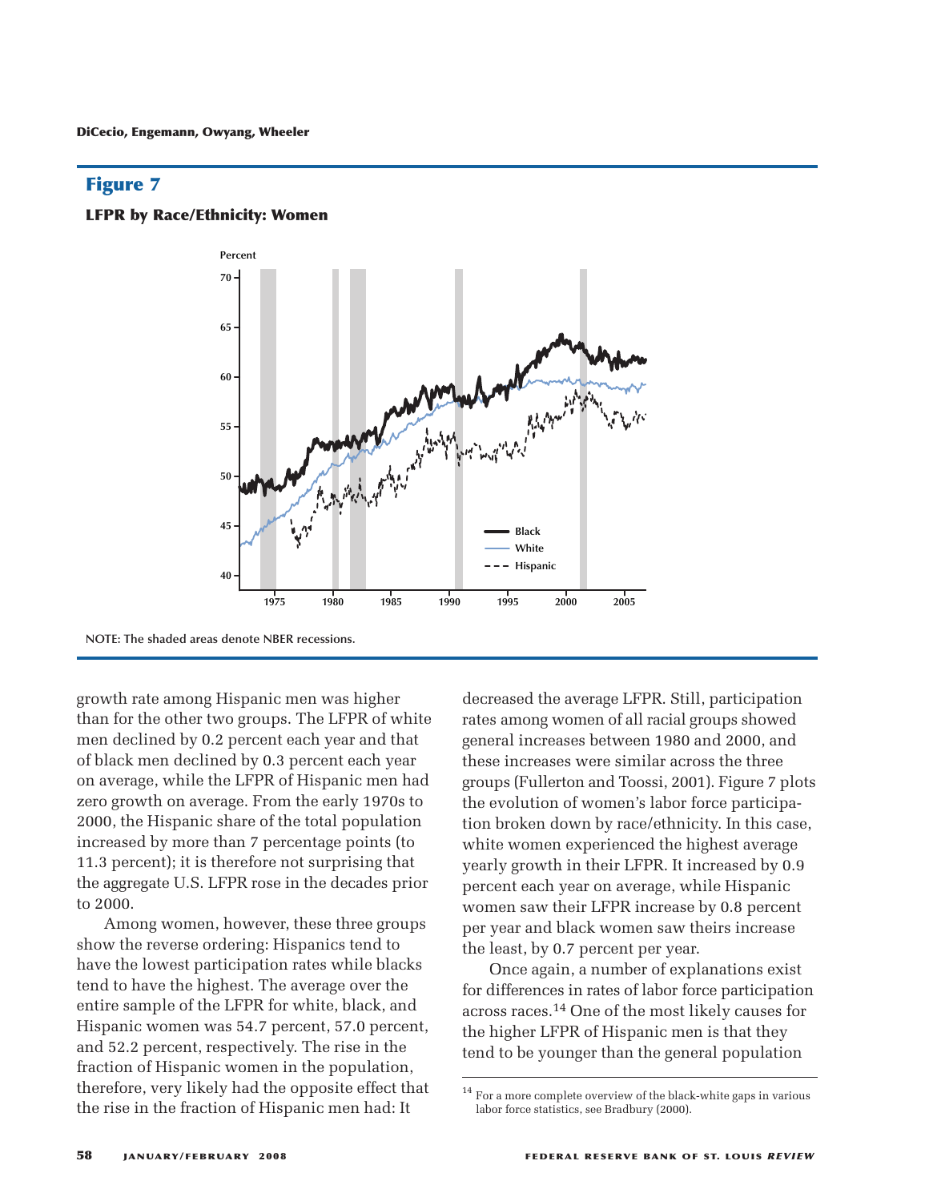## Figure 7

### LFPR by Race/Ethnicity: Women

NOTE: The shaded areas denote NBER recessions.

growth rate among Hispanic men was higher than for the other two groups. The LFPR of white men declined by 0.2 percent each year and that of black men declined by 0.3 percent each year on average, while the LFPR of Hispanic men had zero growth on average. From the early 1970s to 2000, the Hispanic share of the total population increased by more than 7 percentage points (to 11.3 percent); it is therefore not surprising that the aggregate U.S. LFPR rose in the decades prior to 2000.

Among women, however, these three groups show the reverse ordering: Hispanics tend to have the lowest participation rates while blacks tend to have the highest. The average over the entire sample of the LFPR for white, black, and Hispanic women was 54.7 percent, 57.0 percent, and 52.2 percent, respectively. The rise in the fraction of Hispanic women in the population, therefore, very likely had the opposite effect that the rise in the fraction of Hispanic men had: It decreased the average LFPR. Still, participation rates among women of all racial groups showed general increases between 1980 and 2000, and these increases were similar across the three groups (Fullerton and Toossi, 2001). Figure 7 plots the evolution of women's labor force participation broken down by race/ethnicity. In this case, white women experienced the highest average yearly growth in their LFPR. It increased by 0.9 percent each year on average, while Hispanic women saw their LFPR increase by 0.8 percent per year and black women saw theirs increase the least, by 0.7 percent per year.

Once again, a number of explanations exist for differences in rates of labor force participation across races.[14] One of the most likely causes for the higher LFPR of Hispanic men is that they tend to be younger than the general population

[14] For a more complete overview of the black-white gaps in various labor force statistics, see Bradbury (2000).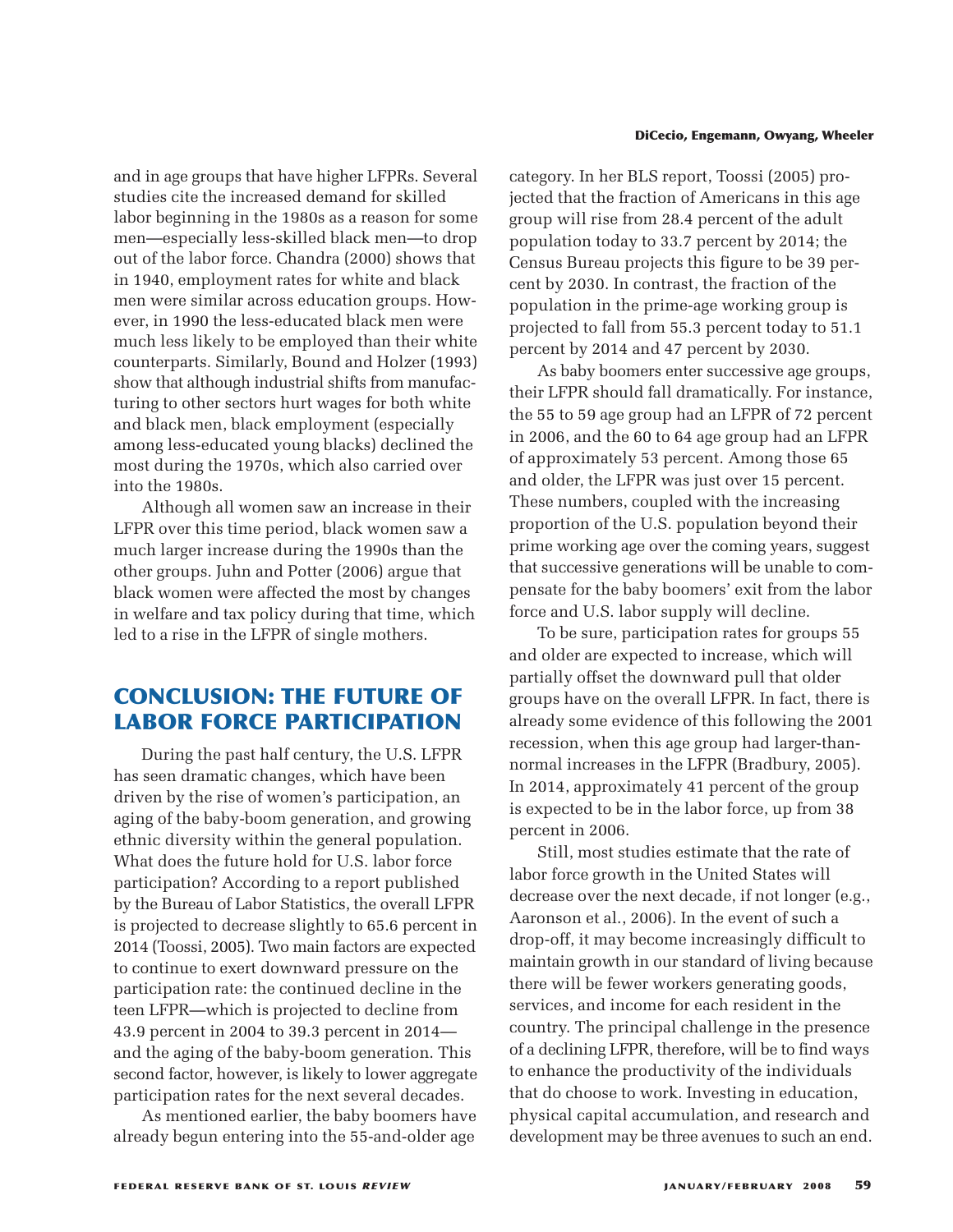and in age groups that have higher LFPRs. Several studies cite the increased demand for skilled labor beginning in the 1980s as a reason for some men—especially less-skilled black men—to drop out of the labor force. Chandra (2000) shows that in 1940, employment rates for white and black men were similar across education groups. However, in 1990 the less-educated black men were much less likely to be employed than their white counterparts. Similarly, Bound and Holzer (1993) show that although industrial shifts from manufacturing to other sectors hurt wages for both white and black men, black employment (especially among less-educated young blacks) declined the most during the 1970s, which also carried over into the 1980s.

Although all women saw an increase in their LFPR over this time period, black women saw a much larger increase during the 1990s than the other groups. Juhn and Potter (2006) argue that black women were affected the most by changes in welfare and tax policy during that time, which led to a rise in the LFPR of single mothers.

## CONCLUSION: THE FUTURE OF LABOR FORCE PARTICIPATION

During the past half century, the U.S. LFPR has seen dramatic changes, which have been driven by the rise of women's participation, an aging of the baby-boom generation, and growing ethnic diversity within the general population. What does the future hold for U.S. labor force participation? According to a report published by the Bureau of Labor Statistics, the overall LFPR is projected to decrease slightly to 65.6 percent in 2014 (Toossi, 2005). Two main factors are expected to continue to exert downward pressure on the participation rate: the continued decline in the teen LFPR—which is projected to decline from 43.9 percent in 2004 to 39.3 percent in 2014—and the aging of the baby-boom generation. This second factor, however, is likely to lower aggregate participation rates for the next several decades.

As mentioned earlier, the baby boomers have already begun entering into the 55-and-older age category. In her BLS report, Toossi (2005) projected that the fraction of Americans in this age group will rise from 28.4 percent of the adult population today to 33.7 percent by 2014; the Census Bureau projects this figure to be 39 percent by 2030. In contrast, the fraction of the population in the prime-age working group is projected to fall from 55.3 percent today to 51.1 percent by 2014 and 47 percent by 2030.

As baby boomers enter successive age groups, their LFPR should fall dramatically. For instance, the 55 to 59 age group had an LFPR of 72 percent in 2006, and the 60 to 64 age group had an LFPR of approximately 53 percent. Among those 65 and older, the LFPR was just over 15 percent. These numbers, coupled with the increasing proportion of the U.S. population beyond their prime working age over the coming years, suggest that successive generations will be unable to compensate for the baby boomers' exit from the labor force and U.S. labor supply will decline.

To be sure, participation rates for groups 55 and older are expected to increase, which will partially offset the downward pull that older groups have on the overall LFPR. In fact, there is already some evidence of this following the 2001 recession, when this age group had larger-than-normal increases in the LFPR (Bradbury, 2005). In 2014, approximately 41 percent of the group is expected to be in the labor force, up from 38 percent in 2006.

Still, most studies estimate that the rate of labor force growth in the United States will decrease over the next decade, if not longer (e.g., Aaronson et al., 2006). In the event of such a drop-off, it may become increasingly difficult to maintain growth in our standard of living because there will be fewer workers generating goods, services, and income for each resident in the country. The principal challenge in the presence of a declining LFPR, therefore, will be to find ways to enhance the productivity of the individuals that do choose to work. Investing in education, physical capital accumulation, and research and development may be three avenues to such an end.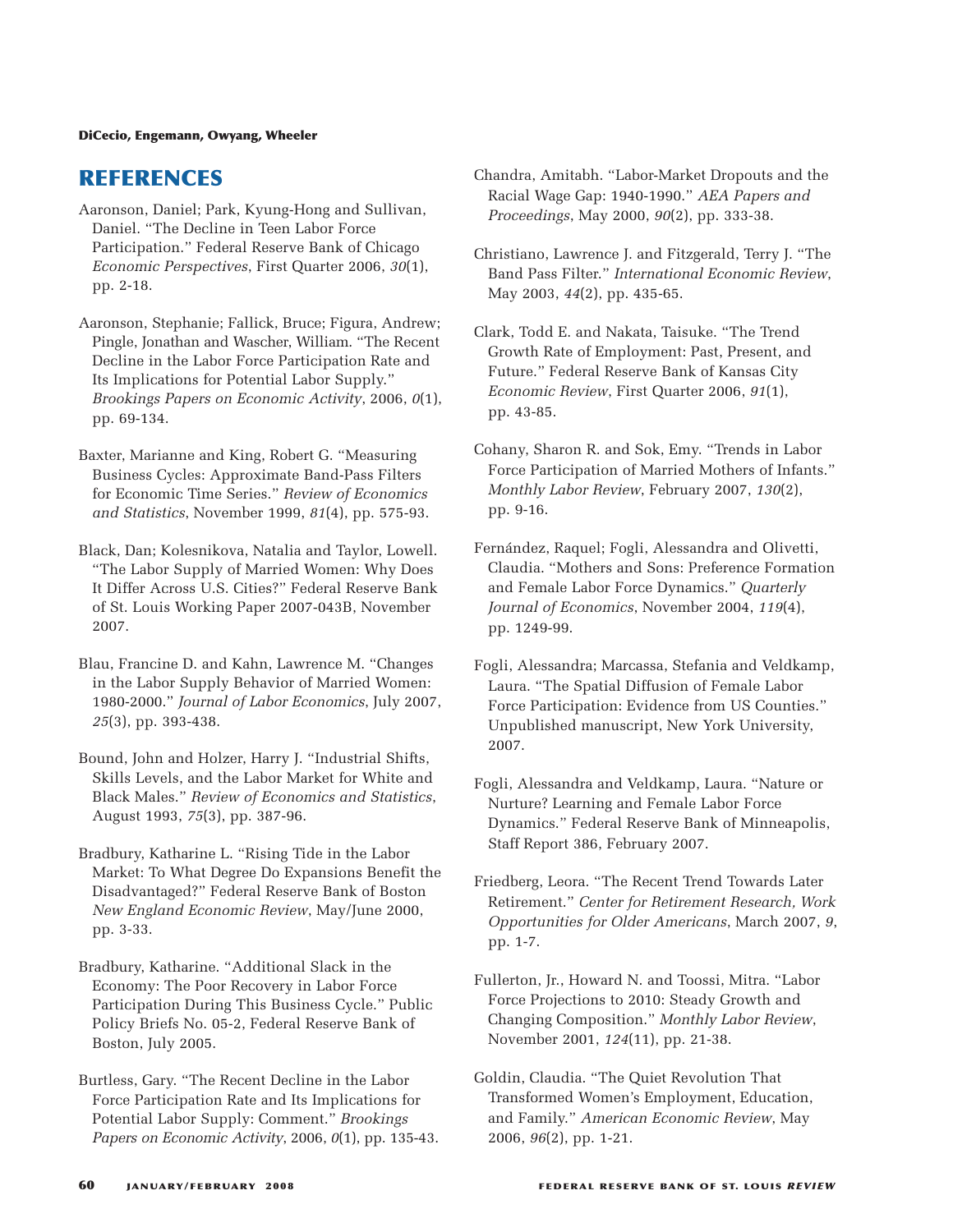## REFERENCES

Aaronson, Daniel; Park, Kyung-Hong and Sullivan, Daniel. "The Decline in Teen Labor Force Participation." Federal Reserve Bank of Chicago *Economic Perspectives*, First Quarter 2006, *30*(1), pp. 2-18.

Aaronson, Stephanie; Fallick, Bruce; Figura, Andrew; Pingle, Jonathan and Wascher, William. "The Recent Decline in the Labor Force Participation Rate and Its Implications for Potential Labor Supply." *Brookings Papers on Economic Activity*, 2006, *0*(1), pp. 69-134.

Baxter, Marianne and King, Robert G. "Measuring Business Cycles: Approximate Band-Pass Filters for Economic Time Series." *Review of Economics and Statistics*, November 1999, *81*(4), pp. 575-93.

Black, Dan; Kolesnikova, Natalia and Taylor, Lowell. "The Labor Supply of Married Women: Why Does It Differ Across U.S. Cities?" Federal Reserve Bank of St. Louis Working Paper 2007-043B, November 2007.

Blau, Francine D. and Kahn, Lawrence M. "Changes in the Labor Supply Behavior of Married Women: 1980-2000." *Journal of Labor Economics*, July 2007, *25*(3), pp. 393-438.

Bound, John and Holzer, Harry J. "Industrial Shifts, Skills Levels, and the Labor Market for White and Black Males." *Review of Economics and Statistics*, August 1993, *75*(3), pp. 387-96.

Bradbury, Katharine L. "Rising Tide in the Labor Market: To What Degree Do Expansions Benefit the Disadvantaged?" Federal Reserve Bank of Boston *New England Economic Review*, May/June 2000, pp. 3-33.

Bradbury, Katharine. "Additional Slack in the Economy: The Poor Recovery in Labor Force Participation During This Business Cycle." Public Policy Briefs No. 05-2, Federal Reserve Bank of Boston, July 2005.

Burtless, Gary. "The Recent Decline in the Labor Force Participation Rate and Its Implications for Potential Labor Supply: Comment." *Brookings Papers on Economic Activity*, 2006, *0*(1), pp. 135-43.

Chandra, Amitabh. "Labor-Market Dropouts and the Racial Wage Gap: 1940-1990." *AEA Papers and Proceedings*, May 2000, *90*(2), pp. 333-38.

Christiano, Lawrence J. and Fitzgerald, Terry J. "The Band Pass Filter." *International Economic Review*, May 2003, *44*(2), pp. 435-65.

Clark, Todd E. and Nakata, Taisuke. "The Trend Growth Rate of Employment: Past, Present, and Future." Federal Reserve Bank of Kansas City *Economic Review*, First Quarter 2006, *91*(1), pp. 43-85.

Cohany, Sharon R. and Sok, Emy. "Trends in Labor Force Participation of Married Mothers of Infants." *Monthly Labor Review*, February 2007, *130*(2), pp. 9-16.

Fernández, Raquel; Fogli, Alessandra and Olivetti, Claudia. "Mothers and Sons: Preference Formation and Female Labor Force Dynamics." *Quarterly Journal of Economics*, November 2004, *119*(4), pp. 1249-99.

Fogli, Alessandra; Marcassa, Stefania and Veldkamp, Laura. "The Spatial Diffusion of Female Labor Force Participation: Evidence from US Counties." Unpublished manuscript, New York University, 2007.

Fogli, Alessandra and Veldkamp, Laura. "Nature or Nurture? Learning and Female Labor Force Dynamics." Federal Reserve Bank of Minneapolis, Staff Report 386, February 2007.

Friedberg, Leora. "The Recent Trend Towards Later Retirement." *Center for Retirement Research, Work Opportunities for Older Americans*, March 2007, *9*, pp. 1-7.

Fullerton, Jr., Howard N. and Toossi, Mitra. "Labor Force Projections to 2010: Steady Growth and Changing Composition." *Monthly Labor Review*, November 2001, *124*(11), pp. 21-38.

Goldin, Claudia. "The Quiet Revolution That Transformed Women's Employment, Education, and Family." *American Economic Review*, May 2006, *96*(2), pp. 1-21.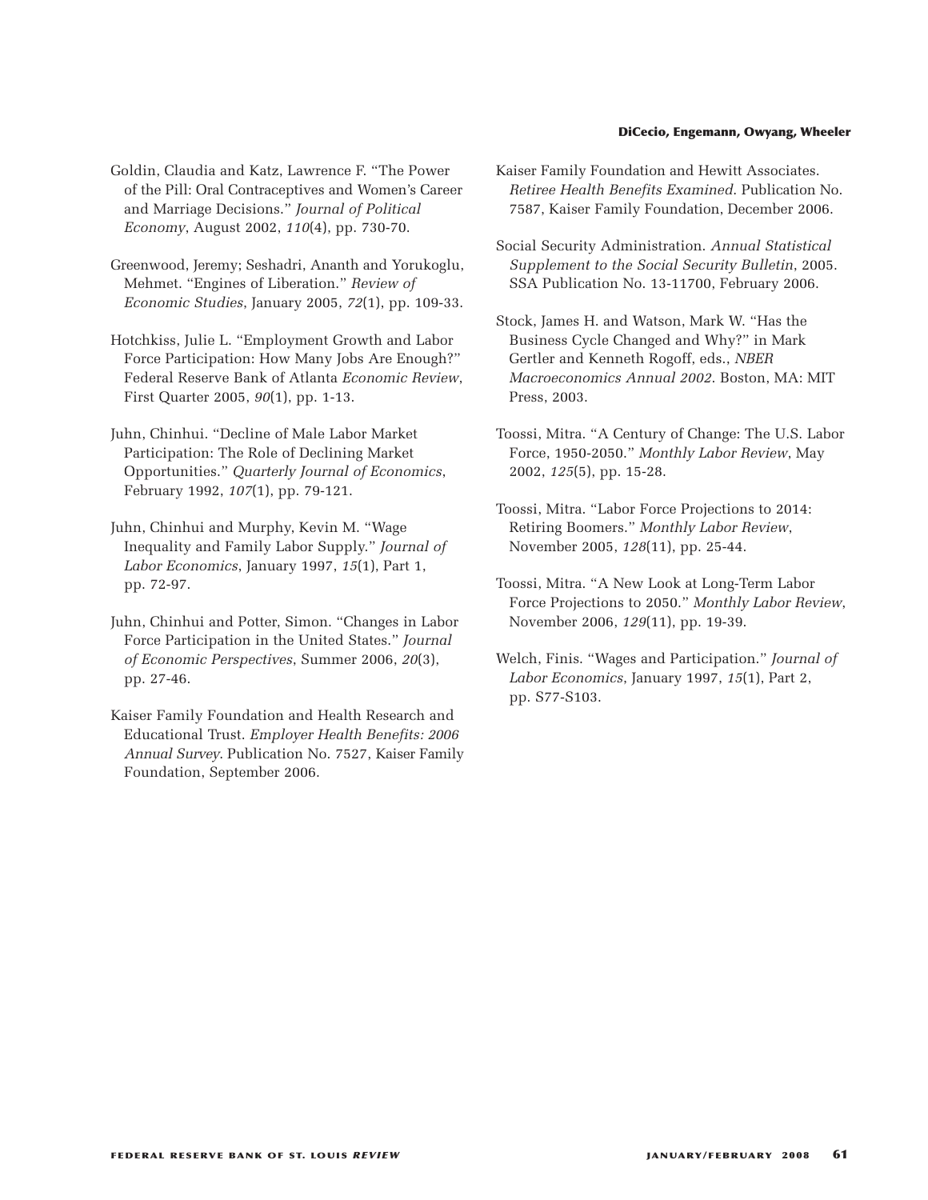Goldin, Claudia and Katz, Lawrence F. "The Power of the Pill: Oral Contraceptives and Women's Career and Marriage Decisions." *Journal of Political Economy*, August 2002, *110*(4), pp. 730-70.

Greenwood, Jeremy; Seshadri, Ananth and Yorukoglu, Mehmet. "Engines of Liberation." *Review of Economic Studies*, January 2005, *72*(1), pp. 109-33.

Hotchkiss, Julie L. "Employment Growth and Labor Force Participation: How Many Jobs Are Enough?" Federal Reserve Bank of Atlanta *Economic Review*, First Quarter 2005, *90*(1), pp. 1-13.

Juhn, Chinhui. "Decline of Male Labor Market Participation: The Role of Declining Market Opportunities." *Quarterly Journal of Economics*, February 1992, *107*(1), pp. 79-121.

Juhn, Chinhui and Murphy, Kevin M. "Wage Inequality and Family Labor Supply." *Journal of Labor Economics*, January 1997, *15*(1), Part 1, pp. 72-97.

Juhn, Chinhui and Potter, Simon. "Changes in Labor Force Participation in the United States." *Journal of Economic Perspectives*, Summer 2006, *20*(3), pp. 27-46.

Kaiser Family Foundation and Health Research and Educational Trust. *Employer Health Benefits: 2006 Annual Survey*. Publication No. 7527, Kaiser Family Foundation, September 2006.

Kaiser Family Foundation and Hewitt Associates. *Retiree Health Benefits Examined*. Publication No. 7587, Kaiser Family Foundation, December 2006.

Social Security Administration. *Annual Statistical Supplement to the Social Security Bulletin*, 2005. SSA Publication No. 13-11700, February 2006.

Stock, James H. and Watson, Mark W. "Has the Business Cycle Changed and Why?" in Mark Gertler and Kenneth Rogoff, eds., *NBER Macroeconomics Annual 2002*. Boston, MA: MIT Press, 2003.

Toossi, Mitra. "A Century of Change: The U.S. Labor Force, 1950-2050." *Monthly Labor Review*, May 2002, *125*(5), pp. 15-28.

Toossi, Mitra. "Labor Force Projections to 2014: Retiring Boomers." *Monthly Labor Review*, November 2005, *128*(11), pp. 25-44.

Toossi, Mitra. "A New Look at Long-Term Labor Force Projections to 2050." *Monthly Labor Review*, November 2006, *129*(11), pp. 19-39.

Welch, Finis. "Wages and Participation." *Journal of Labor Economics*, January 1997, *15*(1), Part 2, pp. S77-S103.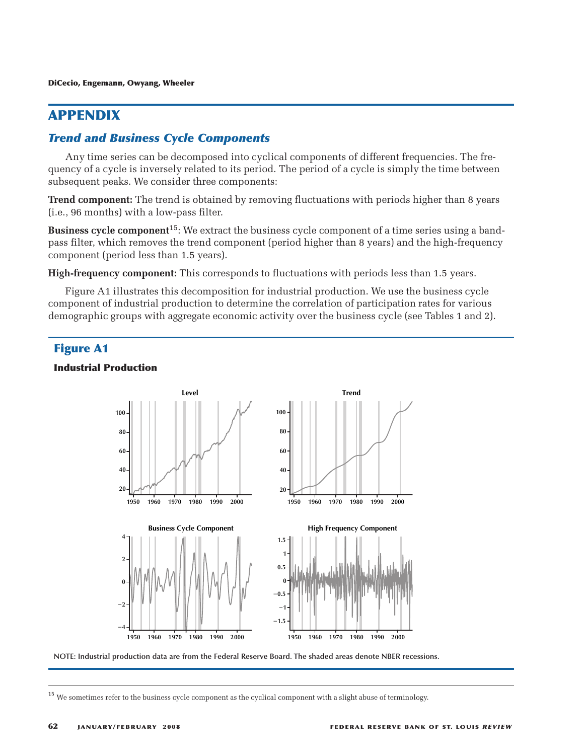## APPENDIX

### *Trend and Business Cycle Components*

Any time series can be decomposed into cyclical components of different frequencies. The frequency of a cycle is inversely related to its period. The period of a cycle is simply the time between subsequent peaks. We consider three components:

**Trend component:** The trend is obtained by removing fluctuations with periods higher than 8 years (i.e., 96 months) with a low-pass filter.

**Business cycle component**[15]: We extract the business cycle component of a time series using a band-pass filter, which removes the trend component (period higher than 8 years) and the high-frequency component (period less than 1.5 years).

**High-frequency component:** This corresponds to fluctuations with periods less than 1.5 years.

Figure A1 illustrates this decomposition for industrial production. We use the business cycle component of industrial production to determine the correlation of participation rates for various demographic groups with aggregate economic activity over the business cycle (see Tables 1 and 2).

## Figure A1

### Industrial Production

Level

100
80
60
40
20
1950 1960 1970 1980 1990 2000

Trend

100
80
60
40
20
1950 1960 1970 1980 1990 2000

Business Cycle Component

4
2
0
−2
−4
1950 1960 1970 1980 1990 2000

High Frequency Component

1.5
1
0.5
0
−0.5
−1
−1.5
1950 1960 1970 1980 1990 2000

NOTE: Industrial production data are from the Federal Reserve Board. The shaded areas denote NBER recessions.

[15] We sometimes refer to the business cycle component as the cyclical component with a slight abuse of terminology.